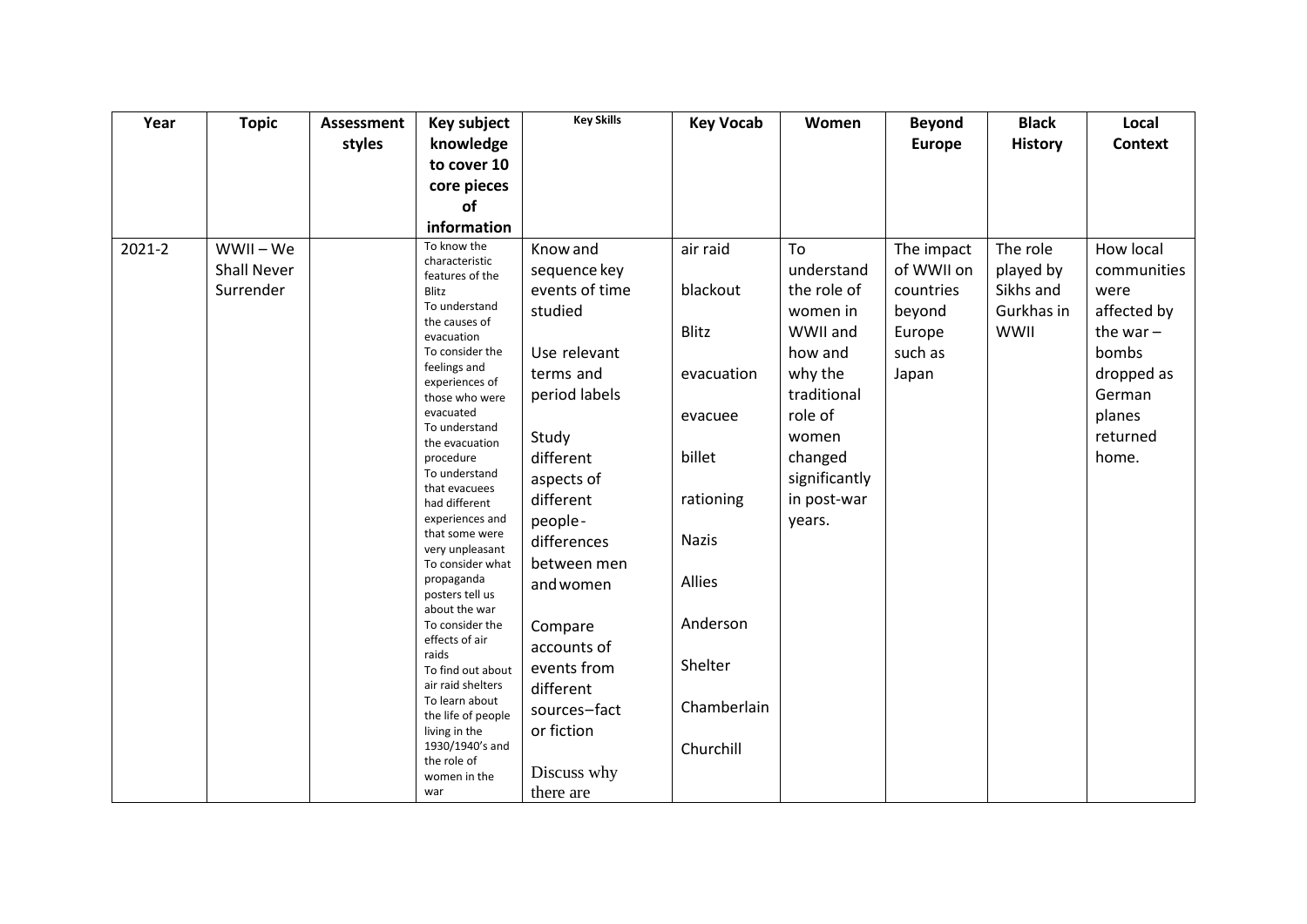| Year | Topic | Assessment styles | Key subject knowledge to cover 10 core pieces of information | Key Skills | Key Vocab | Women | Beyond Europe | Black History | Local Context |
|---|---|---|---|---|---|---|---|---|---|
| 2021-2 | WWII – We Shall Never Surrender | | To know the characteristic features of the Blitz<br>To understand the causes of evacuation<br>To consider the feelings and experiences of those who were evacuated<br>To understand the evacuation procedure<br>To understand that evacuees had different experiences and that some were very unpleasant<br>To consider what propaganda posters tell us about the war<br>To consider the effects of air raids<br>To find out about air raid shelters<br>To learn about the life of people living in the 1930/1940's and the role of women in the war | Know and sequence key events of time studied<br><br>Use relevant terms and period labels<br><br>Study different aspects of different people - differences between men and women<br><br>Compare accounts of events from different sources–fact or fiction<br><br>Discuss why there are | air raid<br><br>blackout<br><br>Blitz<br><br>evacuation<br><br>evacuee<br><br>billet<br><br>rationing<br><br>Nazis<br><br>Allies<br><br>Anderson<br><br>Shelter<br><br>Chamberlain<br><br>Churchill | To understand the role of women in WWII and how and why the traditional role of women changed significantly in post-war years. | The impact of WWII on countries beyond Europe such as Japan | The role played by Sikhs and Gurkhas in WWII | How local communities were affected by the war – bombs dropped as German planes returned home. |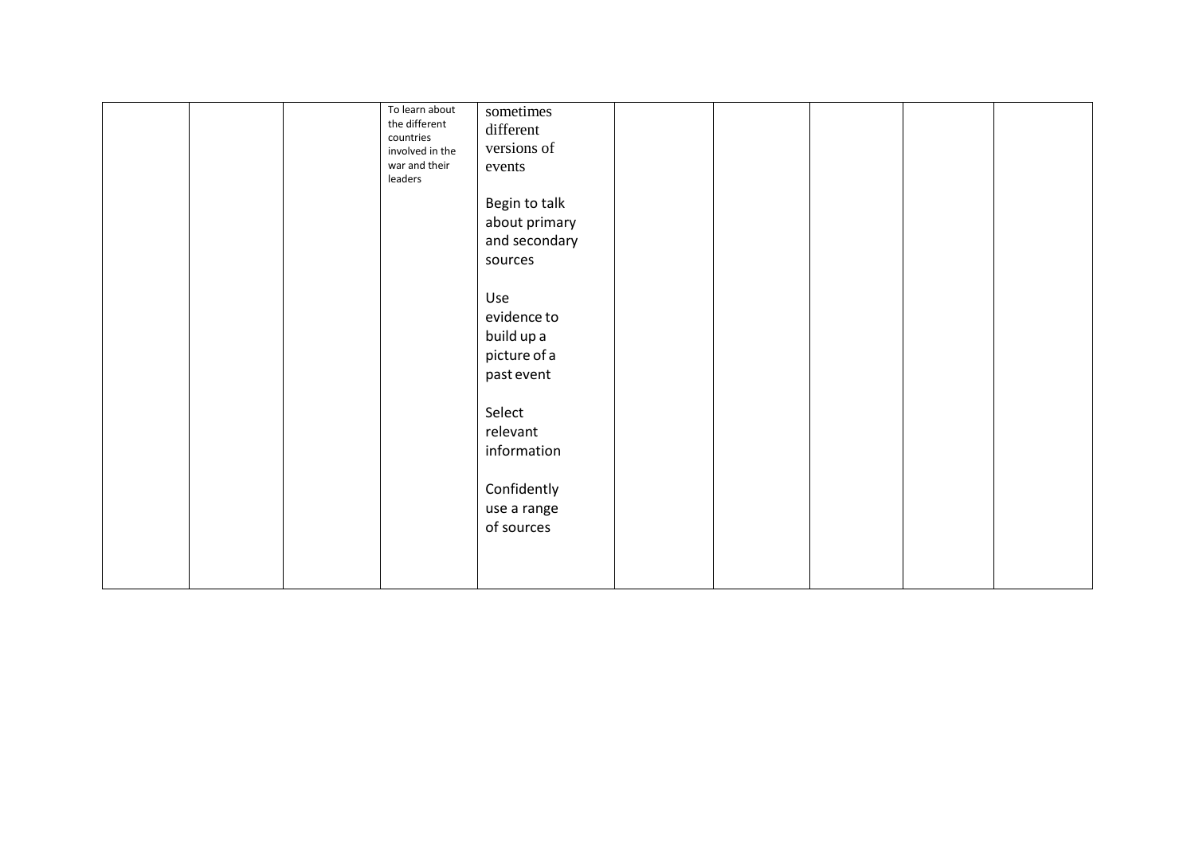| | | | | | | | | | |
|---|---|---|---|---|---|---|---|---|---|
| | | | To learn about the different countries involved in the war and their leaders | sometimes different versions of events<br><br>Begin to talk about primary and secondary sources<br><br>Use evidence to build up a picture of a past event<br><br>Select relevant information<br><br>Confidently use a range of sources | | | | | |